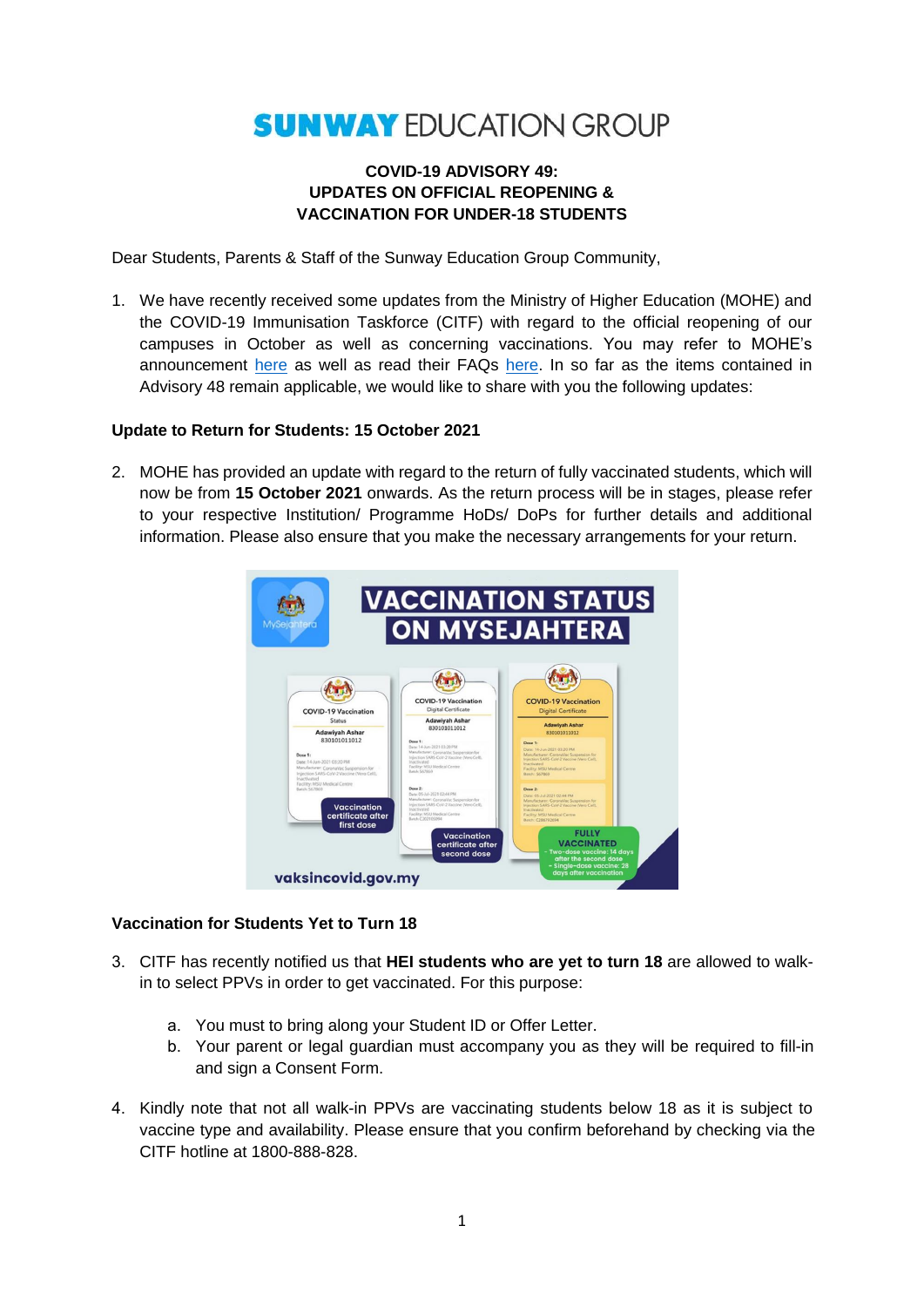# SUNWAY EDUCATION GROUP

**COVID-19 ADVISORY 49:**
**UPDATES ON OFFICIAL REOPENING &**
**VACCINATION FOR UNDER-18 STUDENTS**

Dear Students, Parents & Staff of the Sunway Education Group Community,

1. We have recently received some updates from the Ministry of Higher Education (MOHE) and the COVID-19 Immunisation Taskforce (CITF) with regard to the official reopening of our campuses in October as well as concerning vaccinations. You may refer to MOHE's announcement here as well as read their FAQs here. In so far as the items contained in Advisory 48 remain applicable, we would like to share with you the following updates:

**Update to Return for Students: 15 October 2021**

2. MOHE has provided an update with regard to the return of fully vaccinated students, which will now be from **15 October 2021** onwards. As the return process will be in stages, please refer to your respective Institution/ Programme HoDs/ DoPs for further details and additional information. Please also ensure that you make the necessary arrangements for your return.

**Vaccination for Students Yet to Turn 18**

3. CITF has recently notified us that **HEI students who are yet to turn 18** are allowed to walk-in to select PPVs in order to get vaccinated. For this purpose:

   a. You must to bring along your Student ID or Offer Letter.
   b. Your parent or legal guardian must accompany you as they will be required to fill-in and sign a Consent Form.

4. Kindly note that not all walk-in PPVs are vaccinating students below 18 as it is subject to vaccine type and availability. Please ensure that you confirm beforehand by checking via the CITF hotline at 1800-888-828.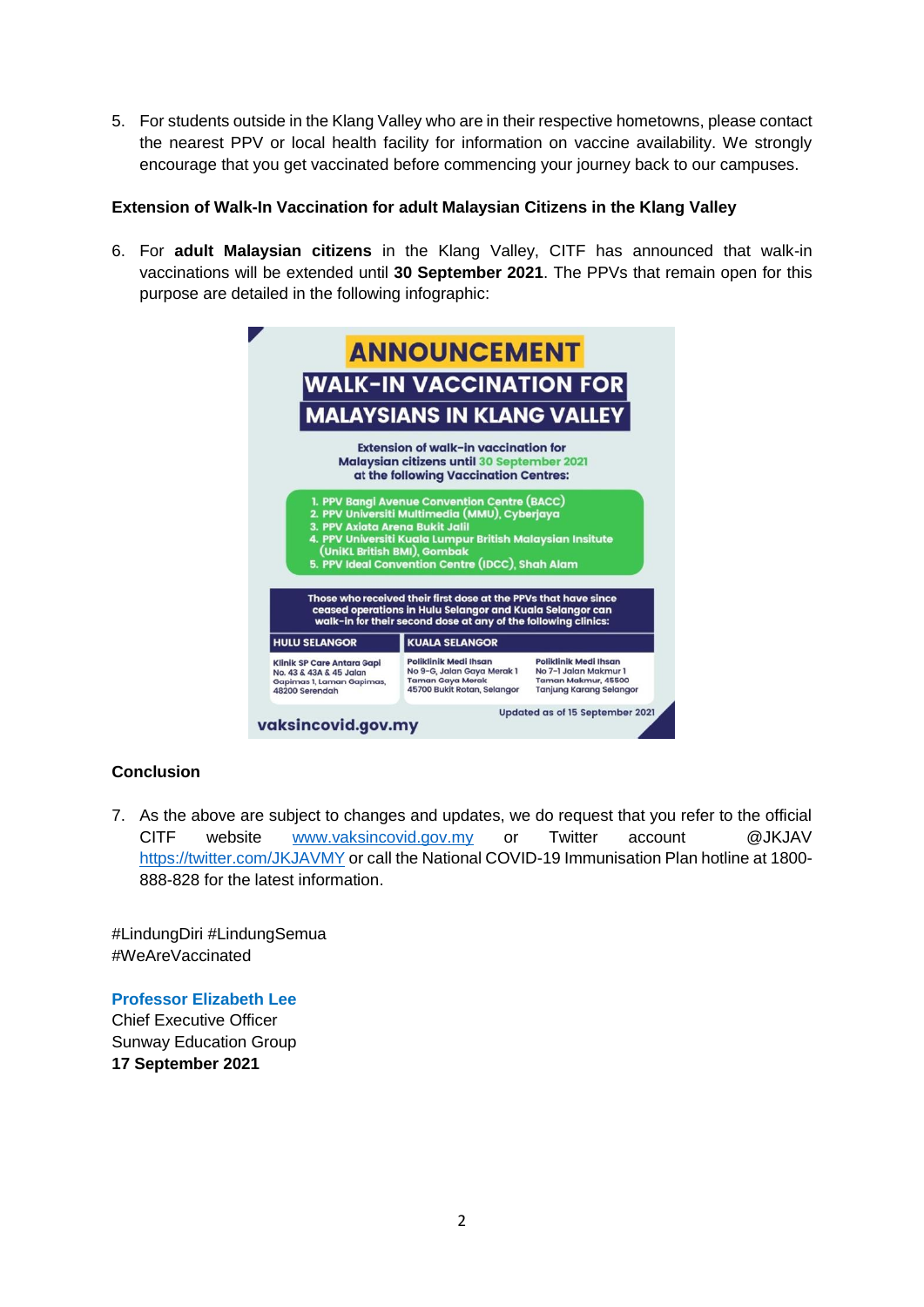5. For students outside in the Klang Valley who are in their respective hometowns, please contact the nearest PPV or local health facility for information on vaccine availability. We strongly encourage that you get vaccinated before commencing your journey back to our campuses.

**Extension of Walk-In Vaccination for adult Malaysian Citizens in the Klang Valley**

6. For **adult Malaysian citizens** in the Klang Valley, CITF has announced that walk-in vaccinations will be extended until **30 September 2021**. The PPVs that remain open for this purpose are detailed in the following infographic:

**ANNOUNCEMENT**

**WALK-IN VACCINATION FOR MALAYSIANS IN KLANG VALLEY**

Extension of walk-in vaccination for Malaysian citizens until 30 September 2021 at the following Vaccination Centres:

1. PPV Bangi Avenue Convention Centre (BACC)
2. PPV Universiti Multimedia (MMU), Cyberjaya
3. PPV Axiata Arena Bukit Jalil
4. PPV Universiti Kuala Lumpur British Malaysian Insitute (UniKL British BMI), Gombak
5. PPV Ideal Convention Centre (IDCC), Shah Alam

Those who received their first dose at the PPVs that have since ceased operations in Hulu Selangor and Kuala Selangor can walk-in for their second dose at any of the following clinics:

| HULU SELANGOR | KUALA SELANGOR | |
|---|---|---|
| Klinik SP Care Antara Gapi No. 43 & 43A & 45 Jalan Gapimas 1, Laman Gapimas, 48200 Serendah | Poliklinik Medi Ihsan No 9-G, Jalan Gaya Merak 1 Taman Gaya Merak 45700 Bukit Rotan, Selangor | Poliklinik Medi Ihsan No 7-1 Jalan Makmur 1 Taman Makmur, 45500 Tanjung Karang Selangor |

Updated as of 15 September 2021

vaksincovid.gov.my

**Conclusion**

7. As the above are subject to changes and updates, we do request that you refer to the official CITF website www.vaksincovid.gov.my or Twitter account @JKJAV https://twitter.com/JKJAVMY or call the National COVID-19 Immunisation Plan hotline at 1800-888-828 for the latest information.

#LindungDiri #LindungSemua
#WeAreVaccinated

**Professor Elizabeth Lee**
Chief Executive Officer
Sunway Education Group
**17 September 2021**